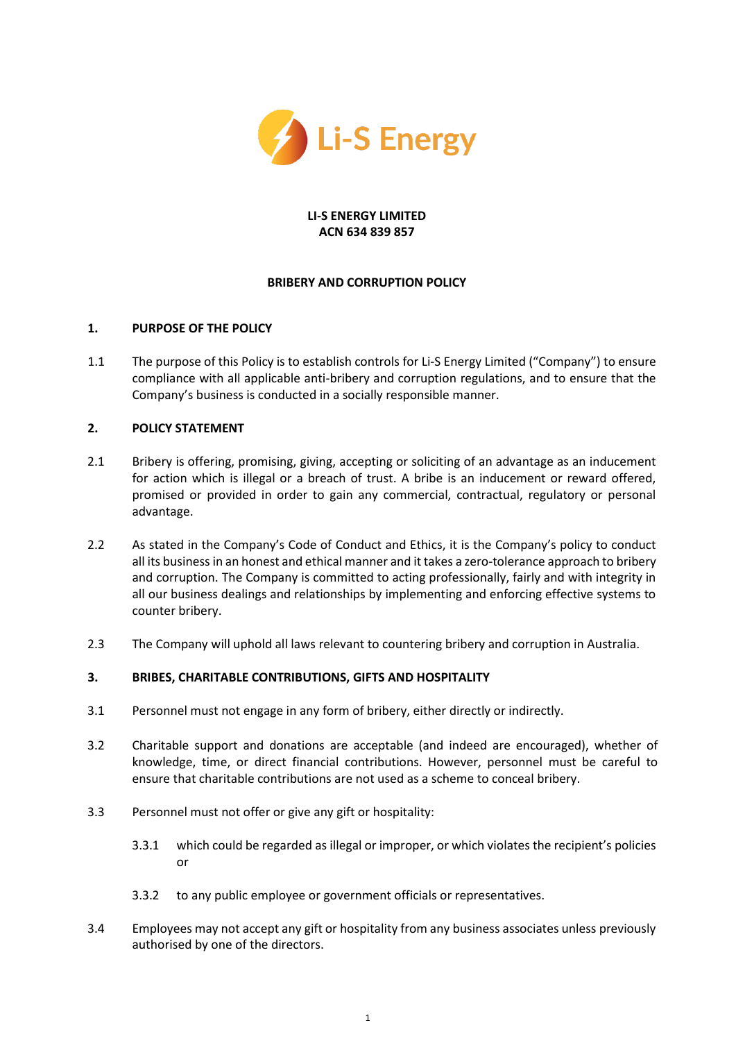**LI-S ENERGY LIMITED**
**ACN 634 839 857**

# BRIBERY AND CORRUPTION POLICY

## 1. PURPOSE OF THE POLICY

1.1 The purpose of this Policy is to establish controls for Li-S Energy Limited ("Company") to ensure compliance with all applicable anti-bribery and corruption regulations, and to ensure that the Company's business is conducted in a socially responsible manner.

## 2. POLICY STATEMENT

2.1 Bribery is offering, promising, giving, accepting or soliciting of an advantage as an inducement for action which is illegal or a breach of trust. A bribe is an inducement or reward offered, promised or provided in order to gain any commercial, contractual, regulatory or personal advantage.

2.2 As stated in the Company's Code of Conduct and Ethics, it is the Company's policy to conduct all its business in an honest and ethical manner and it takes a zero-tolerance approach to bribery and corruption. The Company is committed to acting professionally, fairly and with integrity in all our business dealings and relationships by implementing and enforcing effective systems to counter bribery.

2.3 The Company will uphold all laws relevant to countering bribery and corruption in Australia.

## 3. BRIBES, CHARITABLE CONTRIBUTIONS, GIFTS AND HOSPITALITY

3.1 Personnel must not engage in any form of bribery, either directly or indirectly.

3.2 Charitable support and donations are acceptable (and indeed are encouraged), whether of knowledge, time, or direct financial contributions. However, personnel must be careful to ensure that charitable contributions are not used as a scheme to conceal bribery.

3.3 Personnel must not offer or give any gift or hospitality:

3.3.1 which could be regarded as illegal or improper, or which violates the recipient's policies or

3.3.2 to any public employee or government officials or representatives.

3.4 Employees may not accept any gift or hospitality from any business associates unless previously authorised by one of the directors.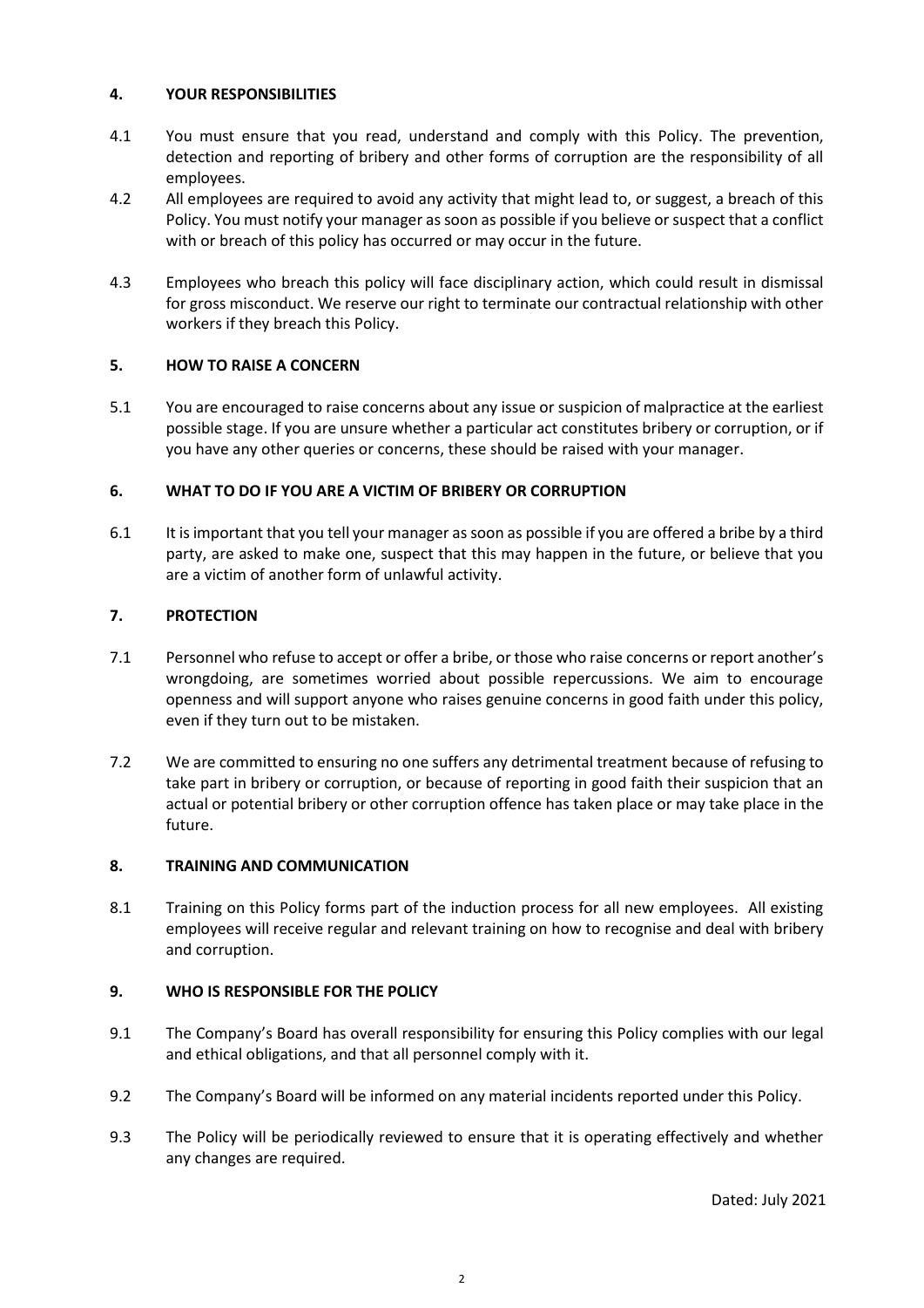## 4. YOUR RESPONSIBILITIES

4.1 You must ensure that you read, understand and comply with this Policy. The prevention, detection and reporting of bribery and other forms of corruption are the responsibility of all employees.

4.2 All employees are required to avoid any activity that might lead to, or suggest, a breach of this Policy. You must notify your manager as soon as possible if you believe or suspect that a conflict with or breach of this policy has occurred or may occur in the future.

4.3 Employees who breach this policy will face disciplinary action, which could result in dismissal for gross misconduct. We reserve our right to terminate our contractual relationship with other workers if they breach this Policy.

## 5. HOW TO RAISE A CONCERN

5.1 You are encouraged to raise concerns about any issue or suspicion of malpractice at the earliest possible stage. If you are unsure whether a particular act constitutes bribery or corruption, or if you have any other queries or concerns, these should be raised with your manager.

## 6. WHAT TO DO IF YOU ARE A VICTIM OF BRIBERY OR CORRUPTION

6.1 It is important that you tell your manager as soon as possible if you are offered a bribe by a third party, are asked to make one, suspect that this may happen in the future, or believe that you are a victim of another form of unlawful activity.

## 7. PROTECTION

7.1 Personnel who refuse to accept or offer a bribe, or those who raise concerns or report another's wrongdoing, are sometimes worried about possible repercussions. We aim to encourage openness and will support anyone who raises genuine concerns in good faith under this policy, even if they turn out to be mistaken.

7.2 We are committed to ensuring no one suffers any detrimental treatment because of refusing to take part in bribery or corruption, or because of reporting in good faith their suspicion that an actual or potential bribery or other corruption offence has taken place or may take place in the future.

## 8. TRAINING AND COMMUNICATION

8.1 Training on this Policy forms part of the induction process for all new employees. All existing employees will receive regular and relevant training on how to recognise and deal with bribery and corruption.

## 9. WHO IS RESPONSIBLE FOR THE POLICY

9.1 The Company's Board has overall responsibility for ensuring this Policy complies with our legal and ethical obligations, and that all personnel comply with it.

9.2 The Company's Board will be informed on any material incidents reported under this Policy.

9.3 The Policy will be periodically reviewed to ensure that it is operating effectively and whether any changes are required.

Dated: July 2021